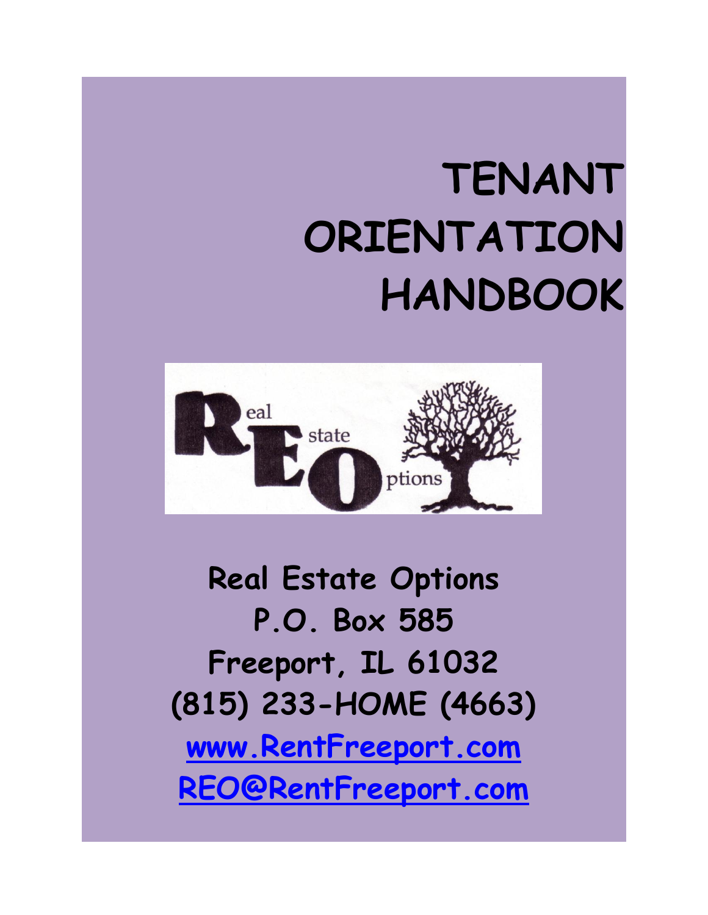# TENANT ORIENTATION HANDBOOK

**Real Estate Options**
**P.O. Box 585**
**Freeport, IL 61032**
**(815) 233-HOME (4663)**
**www.RentFreeport.com**
**REO@RentFreeport.com**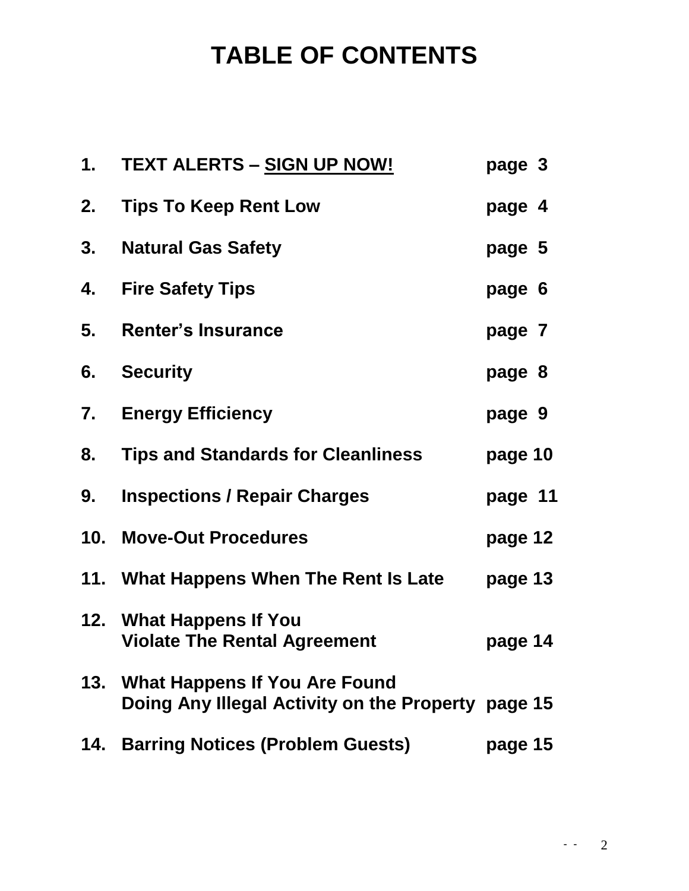# TABLE OF CONTENTS

| | | |
|---|---|---|
| **1.** | **TEXT ALERTS – <u>SIGN UP NOW!</u>** | **page 3** |
| **2.** | **Tips To Keep Rent Low** | **page 4** |
| **3.** | **Natural Gas Safety** | **page 5** |
| **4.** | **Fire Safety Tips** | **page 6** |
| **5.** | **Renter's Insurance** | **page 7** |
| **6.** | **Security** | **page 8** |
| **7.** | **Energy Efficiency** | **page 9** |
| **8.** | **Tips and Standards for Cleanliness** | **page 10** |
| **9.** | **Inspections / Repair Charges** | **page 11** |
| **10.** | **Move-Out Procedures** | **page 12** |
| **11.** | **What Happens When The Rent Is Late** | **page 13** |
| **12.** | **What Happens If You Violate The Rental Agreement** | **page 14** |
| **13.** | **What Happens If You Are Found Doing Any Illegal Activity on the Property** | **page 15** |
| **14.** | **Barring Notices (Problem Guests)** | **page 15** |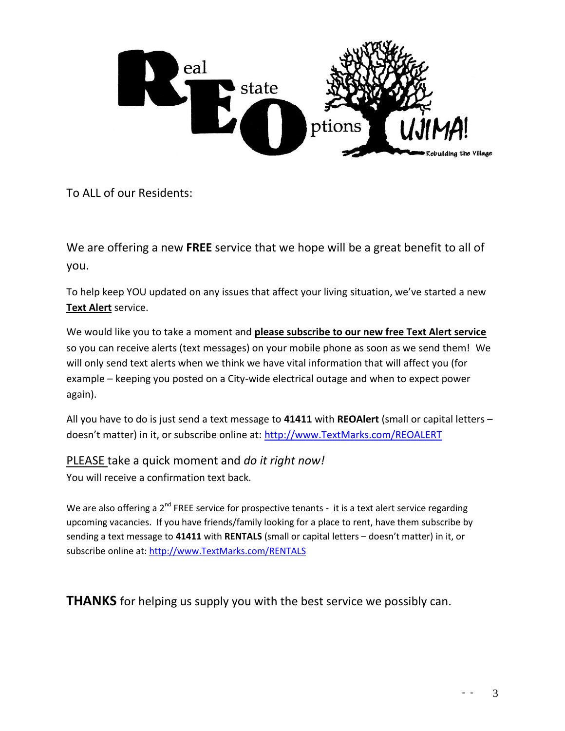Real Estate Options UJIMA! Rebuilding the Village

To ALL of our Residents:

We are offering a new **FREE** service that we hope will be a great benefit to all of you.

To help keep YOU updated on any issues that affect your living situation, we've started a new **Text Alert** service.

We would like you to take a moment and **please subscribe to our new free Text Alert service** so you can receive alerts (text messages) on your mobile phone as soon as we send them! We will only send text alerts when we think we have vital information that will affect you (for example – keeping you posted on a City-wide electrical outage and when to expect power again).

All you have to do is just send a text message to **41411** with **REOAlert** (small or capital letters – doesn't matter) in it, or subscribe online at: http://www.TextMarks.com/REOALERT

PLEASE take a quick moment and *do it right now!*
You will receive a confirmation text back.

We are also offering a 2nd FREE service for prospective tenants - it is a text alert service regarding upcoming vacancies. If you have friends/family looking for a place to rent, have them subscribe by sending a text message to **41411** with **RENTALS** (small or capital letters – doesn't matter) in it, or subscribe online at: http://www.TextMarks.com/RENTALS

**THANKS** for helping us supply you with the best service we possibly can.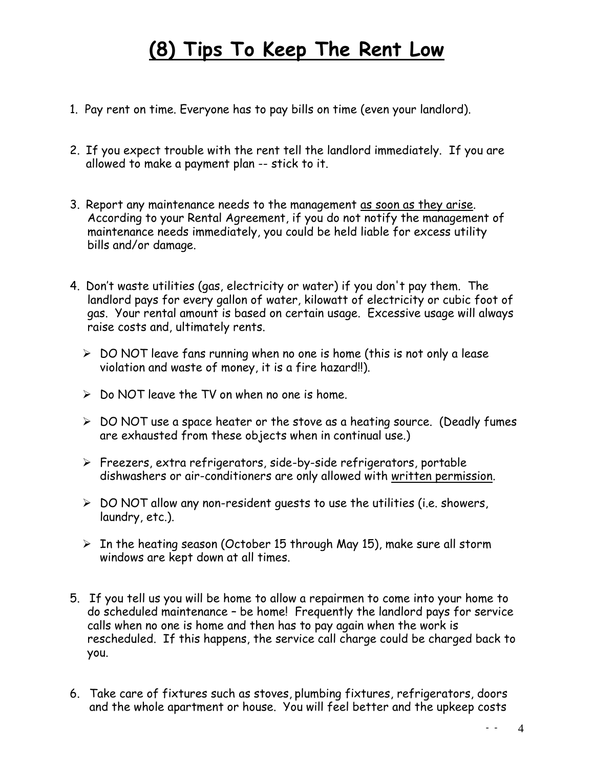# (8) Tips To Keep The Rent Low

1. Pay rent on time. Everyone has to pay bills on time (even your landlord).

2. If you expect trouble with the rent tell the landlord immediately. If you are allowed to make a payment plan -- stick to it.

3. Report any maintenance needs to the management as soon as they arise. According to your Rental Agreement, if you do not notify the management of maintenance needs immediately, you could be held liable for excess utility bills and/or damage.

4. Don't waste utilities (gas, electricity or water) if you don't pay them. The landlord pays for every gallon of water, kilowatt of electricity or cubic foot of gas. Your rental amount is based on certain usage. Excessive usage will always raise costs and, ultimately rents.

   - DO NOT leave fans running when no one is home (this is not only a lease violation and waste of money, it is a fire hazard!!).
   - Do NOT leave the TV on when no one is home.
   - DO NOT use a space heater or the stove as a heating source. (Deadly fumes are exhausted from these objects when in continual use.)
   - Freezers, extra refrigerators, side-by-side refrigerators, portable dishwashers or air-conditioners are only allowed with written permission.
   - DO NOT allow any non-resident guests to use the utilities (i.e. showers, laundry, etc.).
   - In the heating season (October 15 through May 15), make sure all storm windows are kept down at all times.

5. If you tell us you will be home to allow a repairmen to come into your home to do scheduled maintenance – be home! Frequently the landlord pays for service calls when no one is home and then has to pay again when the work is rescheduled. If this happens, the service call charge could be charged back to you.

6. Take care of fixtures such as stoves, plumbing fixtures, refrigerators, doors and the whole apartment or house. You will feel better and the upkeep costs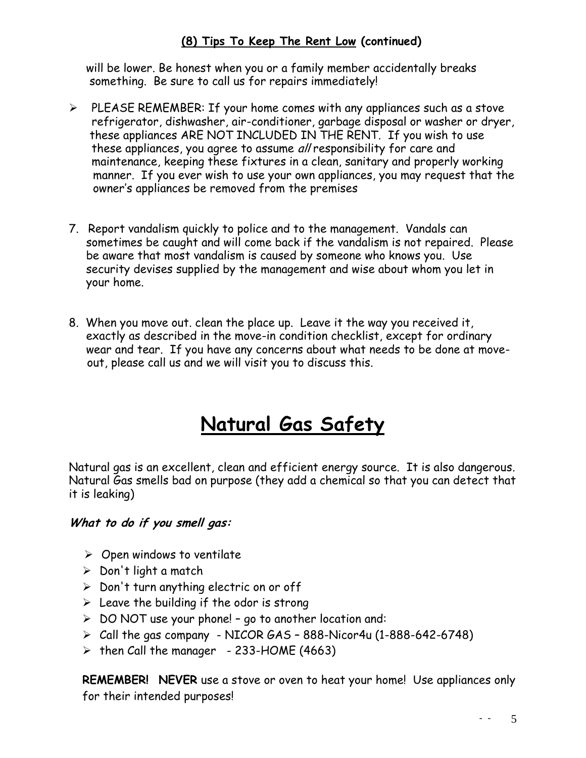**(8) Tips To Keep The Rent Low (continued)**

will be lower. Be honest when you or a family member accidentally breaks something. Be sure to call us for repairs immediately!

- PLEASE REMEMBER: If your home comes with any appliances such as a stove refrigerator, dishwasher, air-conditioner, garbage disposal or washer or dryer, these appliances ARE NOT INCLUDED IN THE RENT. If you wish to use these appliances, you agree to assume *all* responsibility for care and maintenance, keeping these fixtures in a clean, sanitary and properly working manner. If you ever wish to use your own appliances, you may request that the owner's appliances be removed from the premises

7. Report vandalism quickly to police and to the management. Vandals can sometimes be caught and will come back if the vandalism is not repaired. Please be aware that most vandalism is caused by someone who knows you. Use security devises supplied by the management and wise about whom you let in your home.

8. When you move out. clean the place up. Leave it the way you received it, exactly as described in the move-in condition checklist, except for ordinary wear and tear. If you have any concerns about what needs to be done at move-out, please call us and we will visit you to discuss this.

# Natural Gas Safety

Natural gas is an excellent, clean and efficient energy source. It is also dangerous. Natural Gas smells bad on purpose (they add a chemical so that you can detect that it is leaking)

***What to do if you smell gas:***

- Open windows to ventilate
- Don't light a match
- Don't turn anything electric on or off
- Leave the building if the odor is strong
- DO NOT use your phone! – go to another location and:
- Call the gas company - NICOR GAS – 888-Nicor4u (1-888-642-6748)
- then Call the manager - 233-HOME (4663)

**REMEMBER! NEVER** use a stove or oven to heat your home! Use appliances only for their intended purposes!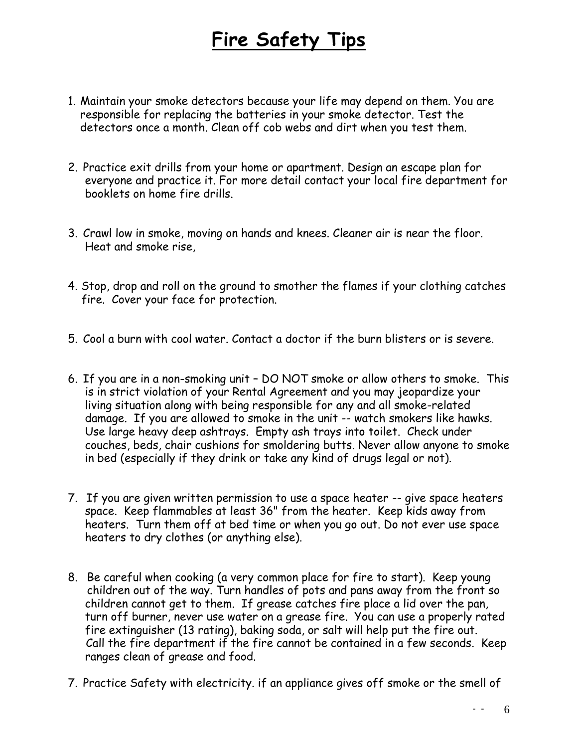# Fire Safety Tips

1. Maintain your smoke detectors because your life may depend on them. You are responsible for replacing the batteries in your smoke detector. Test the detectors once a month. Clean off cob webs and dirt when you test them.

2. Practice exit drills from your home or apartment. Design an escape plan for everyone and practice it. For more detail contact your local fire department for booklets on home fire drills.

3. Crawl low in smoke, moving on hands and knees. Cleaner air is near the floor. Heat and smoke rise,

4. Stop, drop and roll on the ground to smother the flames if your clothing catches fire. Cover your face for protection.

5. Cool a burn with cool water. Contact a doctor if the burn blisters or is severe.

6. If you are in a non-smoking unit – DO NOT smoke or allow others to smoke. This is in strict violation of your Rental Agreement and you may jeopardize your living situation along with being responsible for any and all smoke-related damage. If you are allowed to smoke in the unit -- watch smokers like hawks. Use large heavy deep ashtrays. Empty ash trays into toilet. Check under couches, beds, chair cushions for smoldering butts. Never allow anyone to smoke in bed (especially if they drink or take any kind of drugs legal or not).

7. If you are given written permission to use a space heater -- give space heaters space. Keep flammables at least 36" from the heater. Keep kids away from heaters. Turn them off at bed time or when you go out. Do not ever use space heaters to dry clothes (or anything else).

8. Be careful when cooking (a very common place for fire to start). Keep young children out of the way. Turn handles of pots and pans away from the front so children cannot get to them. If grease catches fire place a lid over the pan, turn off burner, never use water on a grease fire. You can use a properly rated fire extinguisher (13 rating), baking soda, or salt will help put the fire out. Call the fire department if the fire cannot be contained in a few seconds. Keep ranges clean of grease and food.

7. Practice Safety with electricity. if an appliance gives off smoke or the smell of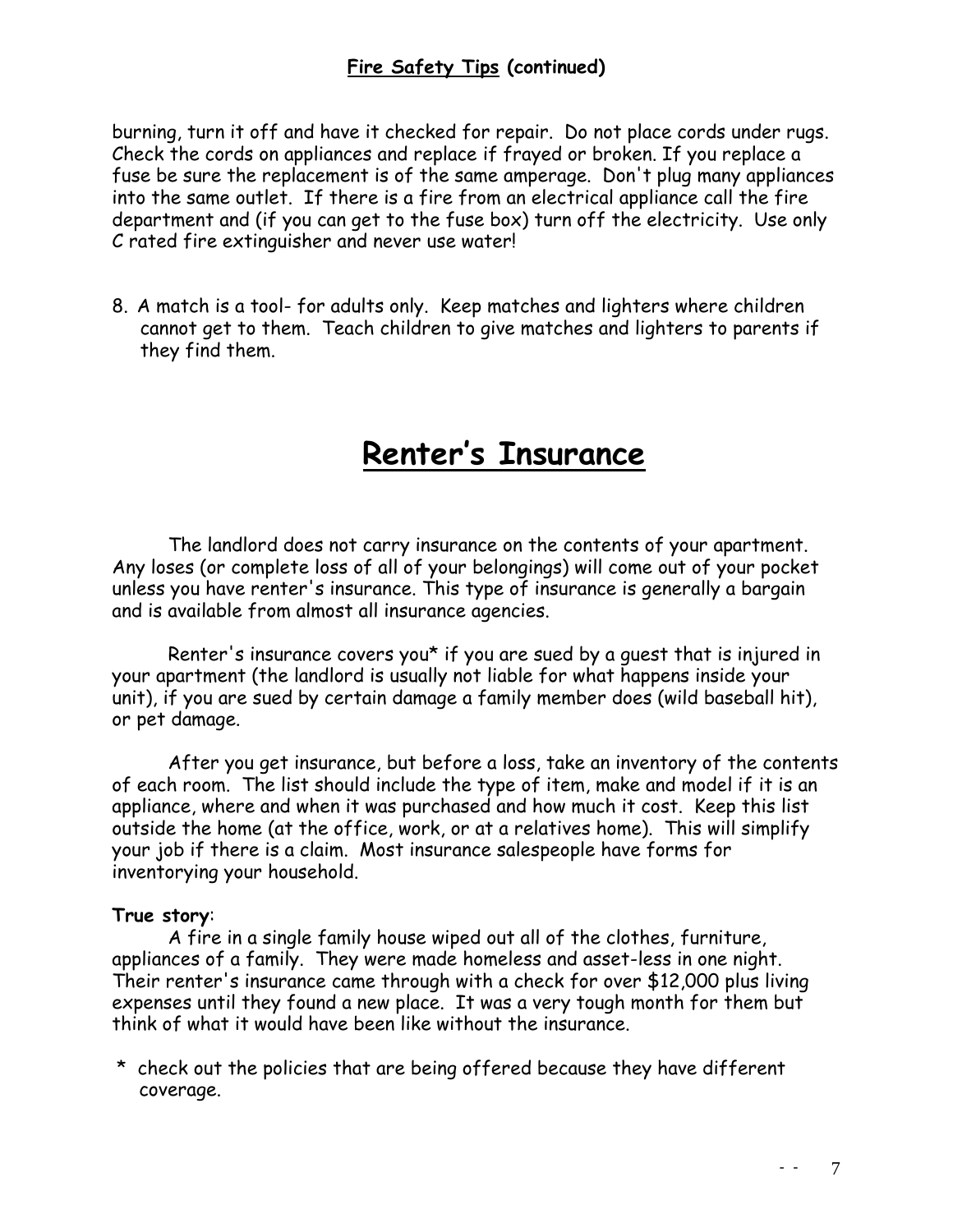burning, turn it off and have it checked for repair. Do not place cords under rugs. Check the cords on appliances and replace if frayed or broken. If you replace a fuse be sure the replacement is of the same amperage. Don't plug many appliances into the same outlet. If there is a fire from an electrical appliance call the fire department and (if you can get to the fuse box) turn off the electricity. Use only C rated fire extinguisher and never use water!

8. A match is a tool- for adults only. Keep matches and lighters where children cannot get to them. Teach children to give matches and lighters to parents if they find them.

# Renter's Insurance

The landlord does not carry insurance on the contents of your apartment. Any loses (or complete loss of all of your belongings) will come out of your pocket unless you have renter's insurance. This type of insurance is generally a bargain and is available from almost all insurance agencies.

Renter's insurance covers you* if you are sued by a guest that is injured in your apartment (the landlord is usually not liable for what happens inside your unit), if you are sued by certain damage a family member does (wild baseball hit), or pet damage.

After you get insurance, but before a loss, take an inventory of the contents of each room. The list should include the type of item, make and model if it is an appliance, where and when it was purchased and how much it cost. Keep this list outside the home (at the office, work, or at a relatives home). This will simplify your job if there is a claim. Most insurance salespeople have forms for inventorying your household.

**True story**:

A fire in a single family house wiped out all of the clothes, furniture, appliances of a family. They were made homeless and asset-less in one night. Their renter's insurance came through with a check for over $12,000 plus living expenses until they found a new place. It was a very tough month for them but think of what it would have been like without the insurance.

\* check out the policies that are being offered because they have different coverage.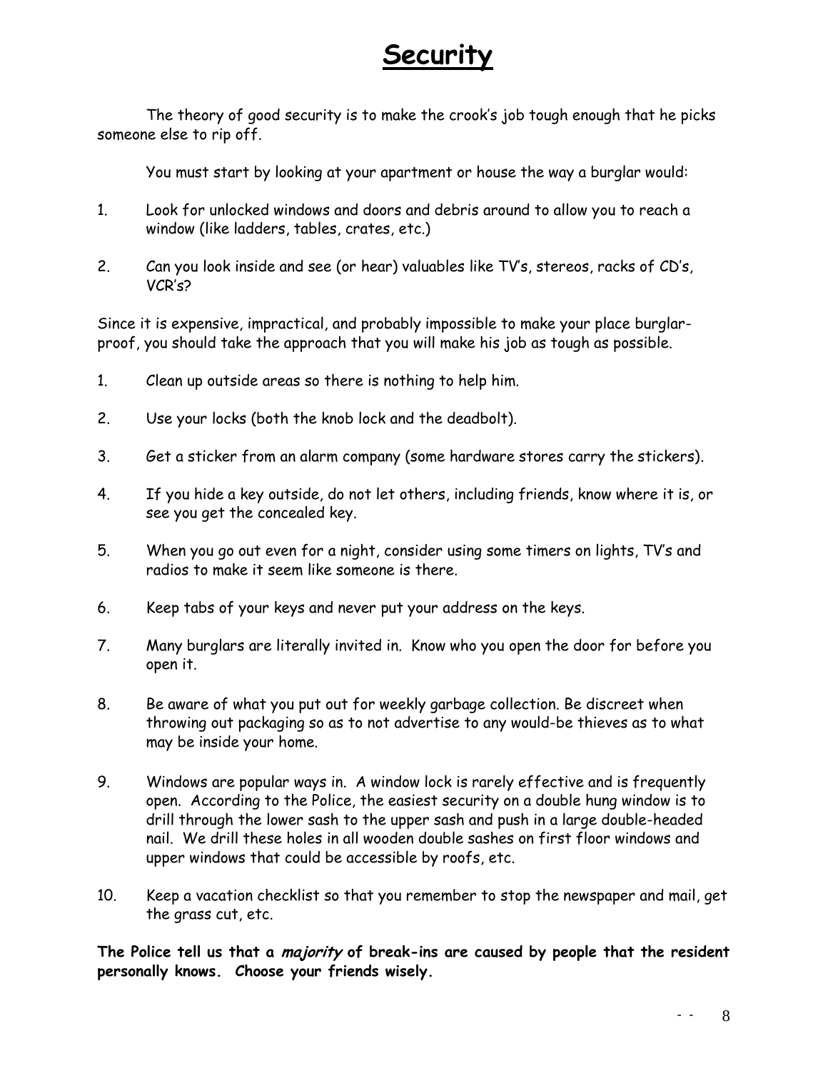# Security

The theory of good security is to make the crook's job tough enough that he picks someone else to rip off.

You must start by looking at your apartment or house the way a burglar would:

1. Look for unlocked windows and doors and debris around to allow you to reach a window (like ladders, tables, crates, etc.)

2. Can you look inside and see (or hear) valuables like TV's, stereos, racks of CD's, VCR's?

Since it is expensive, impractical, and probably impossible to make your place burglar-proof, you should take the approach that you will make his job as tough as possible.

1. Clean up outside areas so there is nothing to help him.

2. Use your locks (both the knob lock and the deadbolt).

3. Get a sticker from an alarm company (some hardware stores carry the stickers).

4. If you hide a key outside, do not let others, including friends, know where it is, or see you get the concealed key.

5. When you go out even for a night, consider using some timers on lights, TV's and radios to make it seem like someone is there.

6. Keep tabs of your keys and never put your address on the keys.

7. Many burglars are literally invited in. Know who you open the door for before you open it.

8. Be aware of what you put out for weekly garbage collection. Be discreet when throwing out packaging so as to not advertise to any would-be thieves as to what may be inside your home.

9. Windows are popular ways in. A window lock is rarely effective and is frequently open. According to the Police, the easiest security on a double hung window is to drill through the lower sash to the upper sash and push in a large double-headed nail. We drill these holes in all wooden double sashes on first floor windows and upper windows that could be accessible by roofs, etc.

10. Keep a vacation checklist so that you remember to stop the newspaper and mail, get the grass cut, etc.

**The Police tell us that a *majority* of break-ins are caused by people that the resident personally knows. Choose your friends wisely.**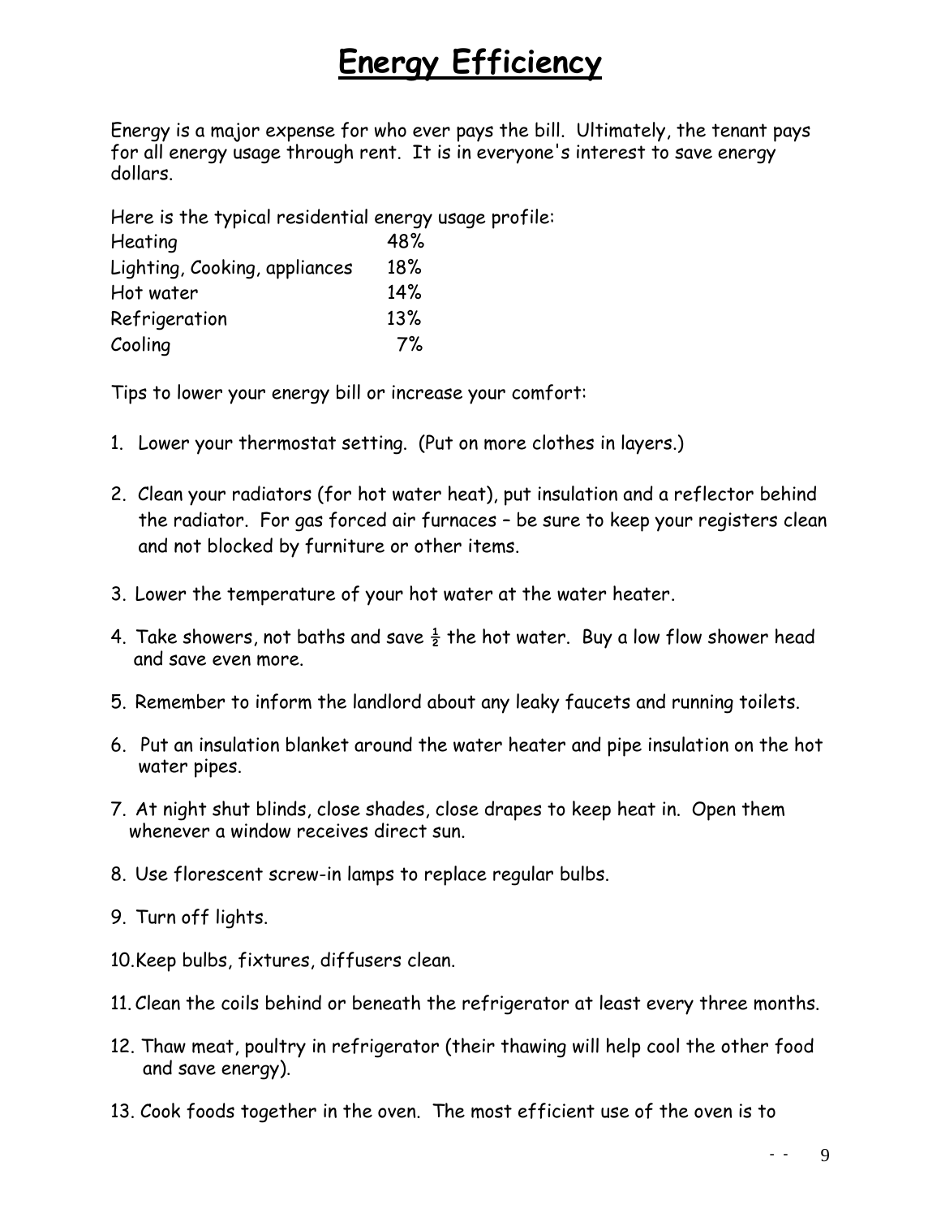# Energy Efficiency

Energy is a major expense for who ever pays the bill. Ultimately, the tenant pays for all energy usage through rent. It is in everyone's interest to save energy dollars.

Here is the typical residential energy usage profile:

| | |
|---|---|
| Heating | 48% |
| Lighting, Cooking, appliances | 18% |
| Hot water | 14% |
| Refrigeration | 13% |
| Cooling | 7% |

Tips to lower your energy bill or increase your comfort:

1. Lower your thermostat setting. (Put on more clothes in layers.)
2. Clean your radiators (for hot water heat), put insulation and a reflector behind the radiator. For gas forced air furnaces – be sure to keep your registers clean and not blocked by furniture or other items.
3. Lower the temperature of your hot water at the water heater.
4. Take showers, not baths and save ½ the hot water. Buy a low flow shower head and save even more.
5. Remember to inform the landlord about any leaky faucets and running toilets.
6. Put an insulation blanket around the water heater and pipe insulation on the hot water pipes.
7. At night shut blinds, close shades, close drapes to keep heat in. Open them whenever a window receives direct sun.
8. Use florescent screw-in lamps to replace regular bulbs.
9. Turn off lights.
10. Keep bulbs, fixtures, diffusers clean.
11. Clean the coils behind or beneath the refrigerator at least every three months.
12. Thaw meat, poultry in refrigerator (their thawing will help cool the other food and save energy).
13. Cook foods together in the oven. The most efficient use of the oven is to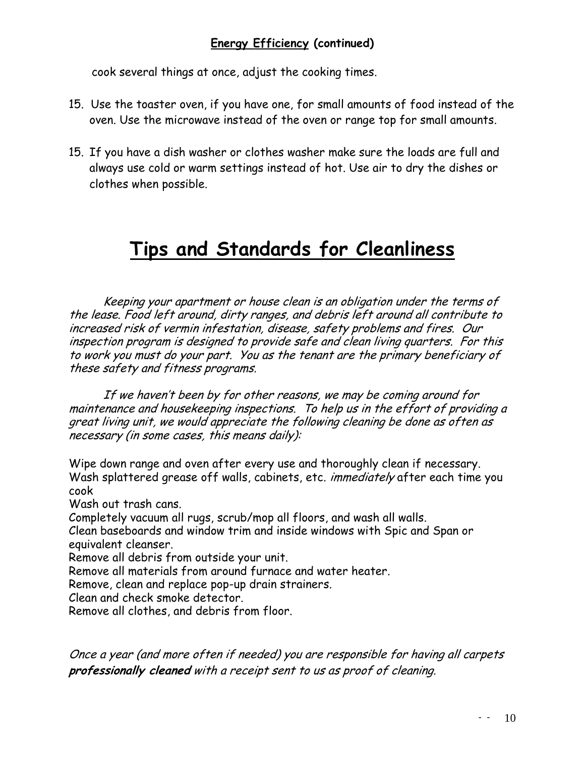**<u>Energy Efficiency</u> (continued)**

cook several things at once, adjust the cooking times.

15. Use the toaster oven, if you have one, for small amounts of food instead of the oven. Use the microwave instead of the oven or range top for small amounts.

15. If you have a dish washer or clothes washer make sure the loads are full and always use cold or warm settings instead of hot. Use air to dry the dishes or clothes when possible.

# Tips and Standards for Cleanliness

*Keeping your apartment or house clean is an obligation under the terms of the lease. Food left around, dirty ranges, and debris left around all contribute to increased risk of vermin infestation, disease, safety problems and fires. Our inspection program is designed to provide safe and clean living quarters. For this to work you must do your part. You as the tenant are the primary beneficiary of these safety and fitness programs.*

*If we haven't been by for other reasons, we may be coming around for maintenance and housekeeping inspections. To help us in the effort of providing a great living unit, we would appreciate the following cleaning be done as often as necessary (in some cases, this means daily):*

Wipe down range and oven after every use and thoroughly clean if necessary.
Wash splattered grease off walls, cabinets, etc. *immediately* after each time you cook
Wash out trash cans.
Completely vacuum all rugs, scrub/mop all floors, and wash all walls.
Clean baseboards and window trim and inside windows with Spic and Span or equivalent cleanser.
Remove all debris from outside your unit.
Remove all materials from around furnace and water heater.
Remove, clean and replace pop-up drain strainers.
Clean and check smoke detector.
Remove all clothes, and debris from floor.

*Once a year (and more often if needed) you are responsible for having all carpets* ***professionally cleaned*** *with a receipt sent to us as proof of cleaning.*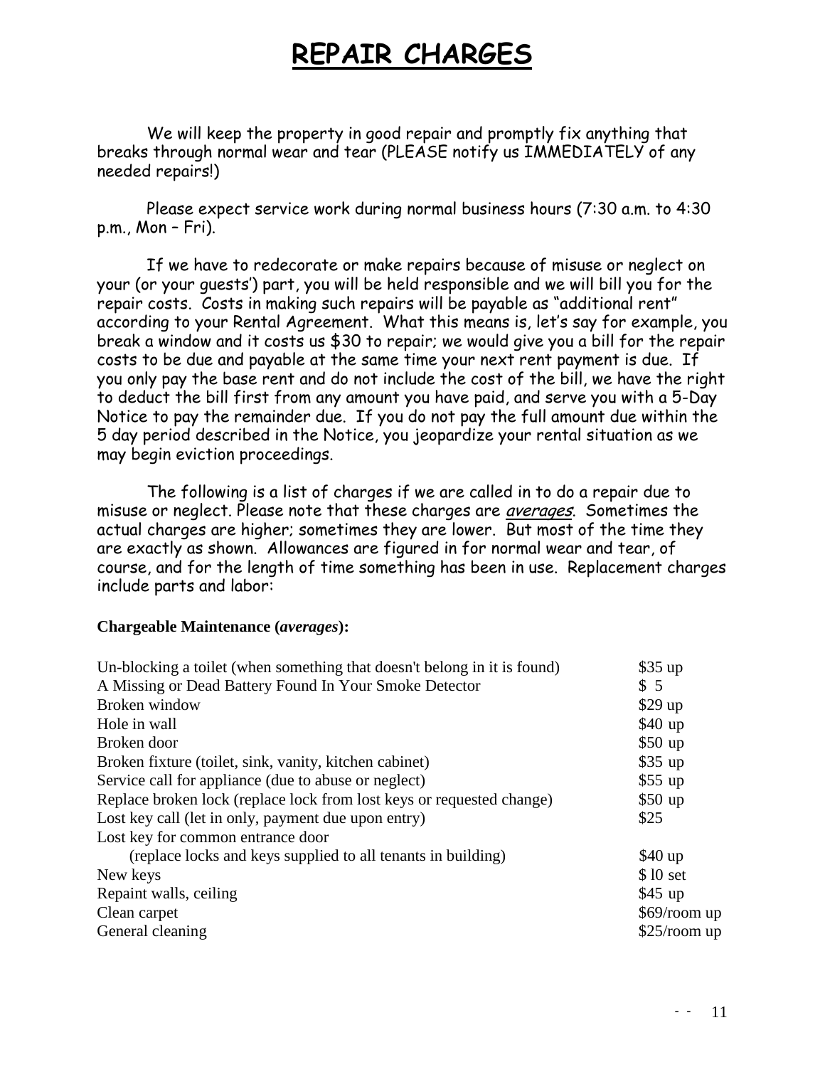# REPAIR CHARGES

We will keep the property in good repair and promptly fix anything that breaks through normal wear and tear (PLEASE notify us IMMEDIATELY of any needed repairs!)

Please expect service work during normal business hours (7:30 a.m. to 4:30 p.m., Mon – Fri).

If we have to redecorate or make repairs because of misuse or neglect on your (or your guests') part, you will be held responsible and we will bill you for the repair costs. Costs in making such repairs will be payable as "additional rent" according to your Rental Agreement. What this means is, let's say for example, you break a window and it costs us $30 to repair; we would give you a bill for the repair costs to be due and payable at the same time your next rent payment is due. If you only pay the base rent and do not include the cost of the bill, we have the right to deduct the bill first from any amount you have paid, and serve you with a 5-Day Notice to pay the remainder due. If you do not pay the full amount due within the 5 day period described in the Notice, you jeopardize your rental situation as we may begin eviction proceedings.

The following is a list of charges if we are called in to do a repair due to misuse or neglect. Please note that these charges are *averages*. Sometimes the actual charges are higher; sometimes they are lower. But most of the time they are exactly as shown. Allowances are figured in for normal wear and tear, of course, and for the length of time something has been in use. Replacement charges include parts and labor:

**Chargeable Maintenance (*averages*):**

| | |
|---|---|
| Un-blocking a toilet (when something that doesn't belong in it is found) | $35 up |
| A Missing or Dead Battery Found In Your Smoke Detector | $ 5 |
| Broken window | $29 up |
| Hole in wall | $40 up |
| Broken door | $50 up |
| Broken fixture (toilet, sink, vanity, kitchen cabinet) | $35 up |
| Service call for appliance (due to abuse or neglect) | $55 up |
| Replace broken lock (replace lock from lost keys or requested change) | $50 up |
| Lost key call (let in only, payment due upon entry) | $25 |
| Lost key for common entrance door (replace locks and keys supplied to all tenants in building) | $40 up |
| New keys | $ l0 set |
| Repaint walls, ceiling | $45 up |
| Clean carpet | $69/room up |
| General cleaning | $25/room up |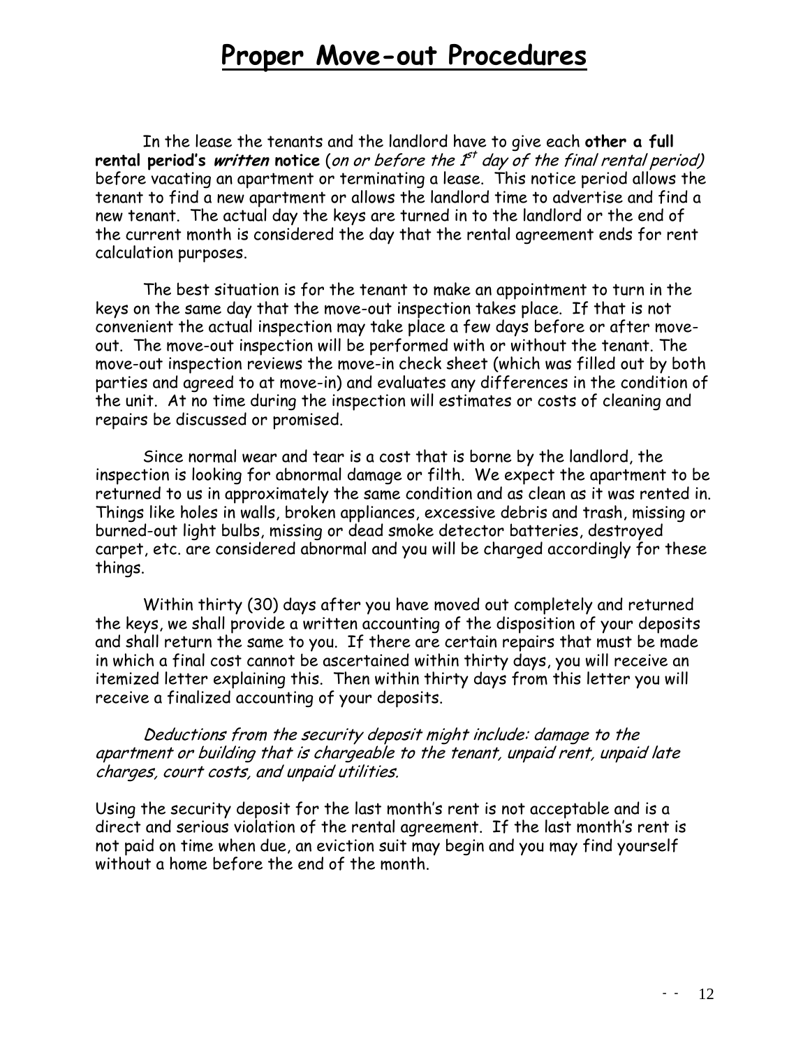# Proper Move-out Procedures

In the lease the tenants and the landlord have to give each **other a full rental period's *written* notice** (*on or before the 1st day of the final rental period)* before vacating an apartment or terminating a lease. This notice period allows the tenant to find a new apartment or allows the landlord time to advertise and find a new tenant. The actual day the keys are turned in to the landlord or the end of the current month is considered the day that the rental agreement ends for rent calculation purposes.

The best situation is for the tenant to make an appointment to turn in the keys on the same day that the move-out inspection takes place. If that is not convenient the actual inspection may take place a few days before or after move-out. The move-out inspection will be performed with or without the tenant. The move-out inspection reviews the move-in check sheet (which was filled out by both parties and agreed to at move-in) and evaluates any differences in the condition of the unit. At no time during the inspection will estimates or costs of cleaning and repairs be discussed or promised.

Since normal wear and tear is a cost that is borne by the landlord, the inspection is looking for abnormal damage or filth. We expect the apartment to be returned to us in approximately the same condition and as clean as it was rented in. Things like holes in walls, broken appliances, excessive debris and trash, missing or burned-out light bulbs, missing or dead smoke detector batteries, destroyed carpet, etc. are considered abnormal and you will be charged accordingly for these things.

Within thirty (30) days after you have moved out completely and returned the keys, we shall provide a written accounting of the disposition of your deposits and shall return the same to you. If there are certain repairs that must be made in which a final cost cannot be ascertained within thirty days, you will receive an itemized letter explaining this. Then within thirty days from this letter you will receive a finalized accounting of your deposits.

*Deductions from the security deposit might include: damage to the apartment or building that is chargeable to the tenant, unpaid rent, unpaid late charges, court costs, and unpaid utilities.*

Using the security deposit for the last month's rent is not acceptable and is a direct and serious violation of the rental agreement. If the last month's rent is not paid on time when due, an eviction suit may begin and you may find yourself without a home before the end of the month.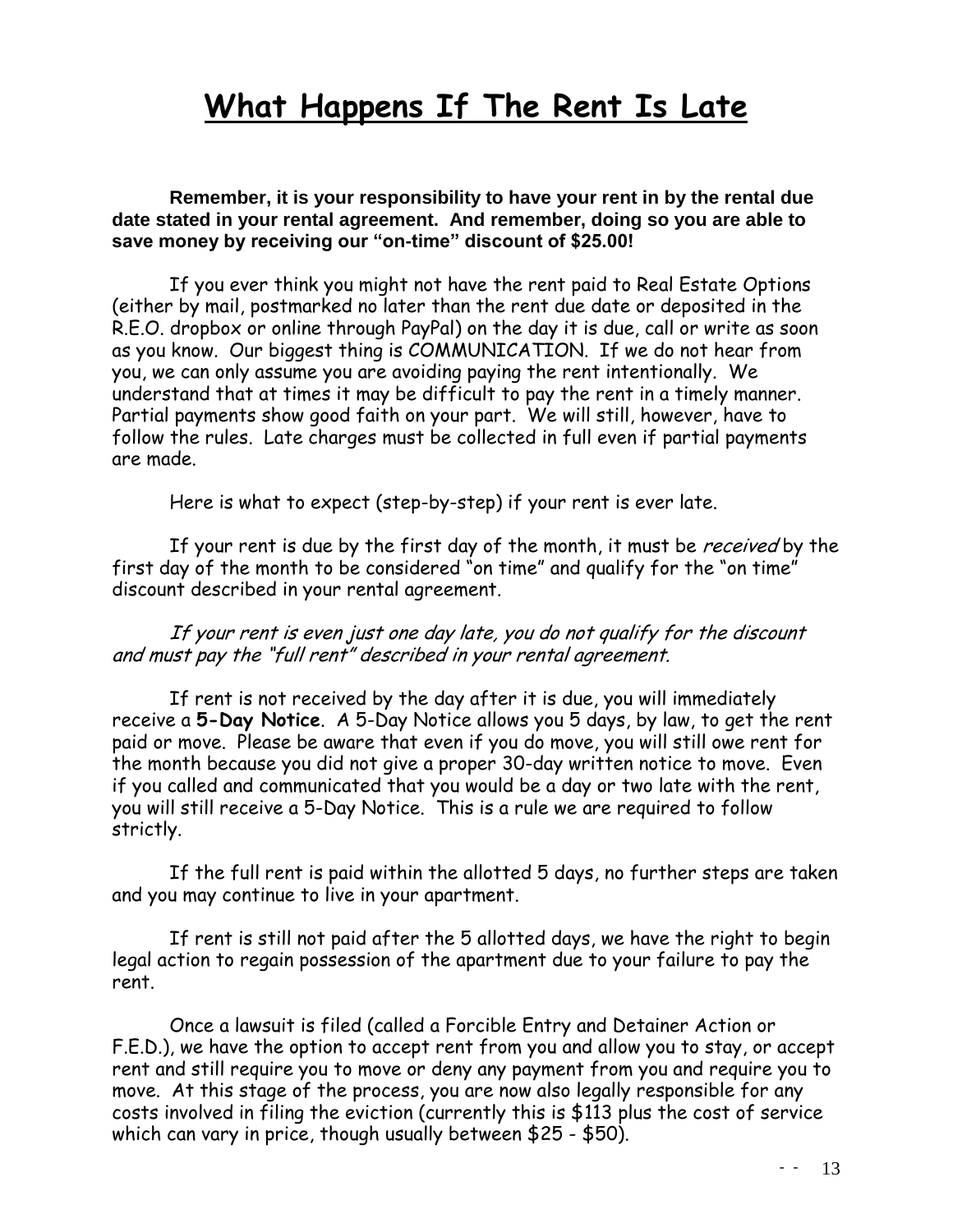# <u>What Happens If The Rent Is Late</u>

**Remember, it is your responsibility to have your rent in by the rental due date stated in your rental agreement. And remember, doing so you are able to save money by receiving our "on-time" discount of $25.00!**

If you ever think you might not have the rent paid to Real Estate Options (either by mail, postmarked no later than the rent due date or deposited in the R.E.O. dropbox or online through PayPal) on the day it is due, call or write as soon as you know. Our biggest thing is COMMUNICATION. If we do not hear from you, we can only assume you are avoiding paying the rent intentionally. We understand that at times it may be difficult to pay the rent in a timely manner. Partial payments show good faith on your part. We will still, however, have to follow the rules. Late charges must be collected in full even if partial payments are made.

Here is what to expect (step-by-step) if your rent is ever late.

If your rent is due by the first day of the month, it must be *received* by the first day of the month to be considered "on time" and qualify for the "on time" discount described in your rental agreement.

*If your rent is even just one day late, you do not qualify for the discount and must pay the "full rent" described in your rental agreement.*

If rent is not received by the day after it is due, you will immediately receive a **5-Day Notice**. A 5-Day Notice allows you 5 days, by law, to get the rent paid or move. Please be aware that even if you do move, you will still owe rent for the month because you did not give a proper 30-day written notice to move. Even if you called and communicated that you would be a day or two late with the rent, you will still receive a 5-Day Notice. This is a rule we are required to follow strictly.

If the full rent is paid within the allotted 5 days, no further steps are taken and you may continue to live in your apartment.

If rent is still not paid after the 5 allotted days, we have the right to begin legal action to regain possession of the apartment due to your failure to pay the rent.

Once a lawsuit is filed (called a Forcible Entry and Detainer Action or F.E.D.), we have the option to accept rent from you and allow you to stay, or accept rent and still require you to move or deny any payment from you and require you to move. At this stage of the process, you are now also legally responsible for any costs involved in filing the eviction (currently this is $113 plus the cost of service which can vary in price, though usually between $25 - $50).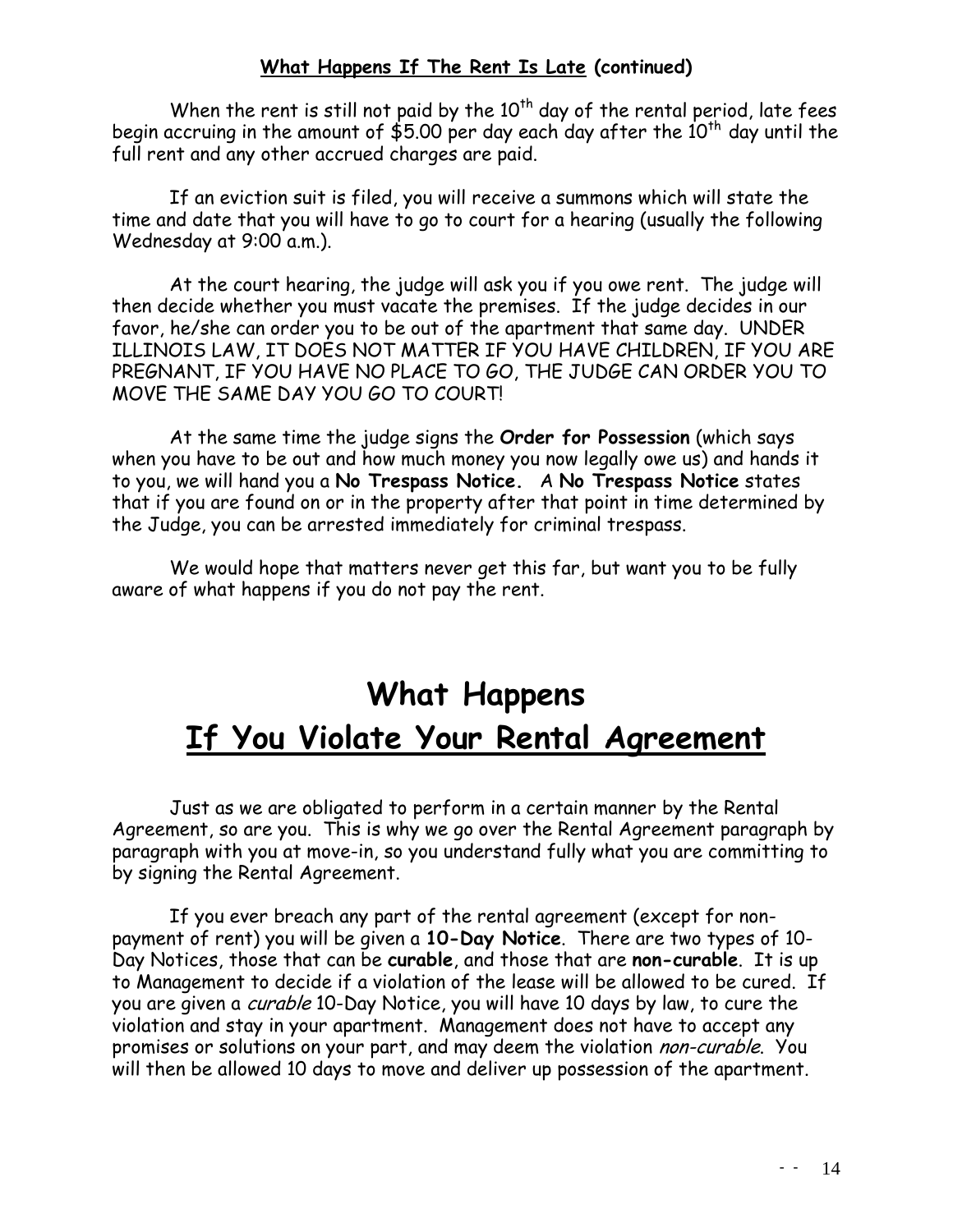**<u>What Happens If The Rent Is Late</u> (continued)**

When the rent is still not paid by the $10^{th}$ day of the rental period, late fees begin accruing in the amount of $5.00 per day each day after the $10^{th}$ day until the full rent and any other accrued charges are paid.

If an eviction suit is filed, you will receive a summons which will state the time and date that you will have to go to court for a hearing (usually the following Wednesday at 9:00 a.m.).

At the court hearing, the judge will ask you if you owe rent. The judge will then decide whether you must vacate the premises. If the judge decides in our favor, he/she can order you to be out of the apartment that same day. UNDER ILLINOIS LAW, IT DOES NOT MATTER IF YOU HAVE CHILDREN, IF YOU ARE PREGNANT, IF YOU HAVE NO PLACE TO GO, THE JUDGE CAN ORDER YOU TO MOVE THE SAME DAY YOU GO TO COURT!

At the same time the judge signs the **Order for Possession** (which says when you have to be out and how much money you now legally owe us) and hands it to you, we will hand you a **No Trespass Notice.** A **No Trespass Notice** states that if you are found on or in the property after that point in time determined by the Judge, you can be arrested immediately for criminal trespass.

We would hope that matters never get this far, but want you to be fully aware of what happens if you do not pay the rent.

# What Happens
# <u>If You Violate Your Rental Agreement</u>

Just as we are obligated to perform in a certain manner by the Rental Agreement, so are you. This is why we go over the Rental Agreement paragraph by paragraph with you at move-in, so you understand fully what you are committing to by signing the Rental Agreement.

If you ever breach any part of the rental agreement (except for non-payment of rent) you will be given a **10-Day Notice**. There are two types of 10-Day Notices, those that can be **curable**, and those that are **non-curable**. It is up to Management to decide if a violation of the lease will be allowed to be cured. If you are given a *curable* 10-Day Notice, you will have 10 days by law, to cure the violation and stay in your apartment. Management does not have to accept any promises or solutions on your part, and may deem the violation *non-curable*. You will then be allowed 10 days to move and deliver up possession of the apartment.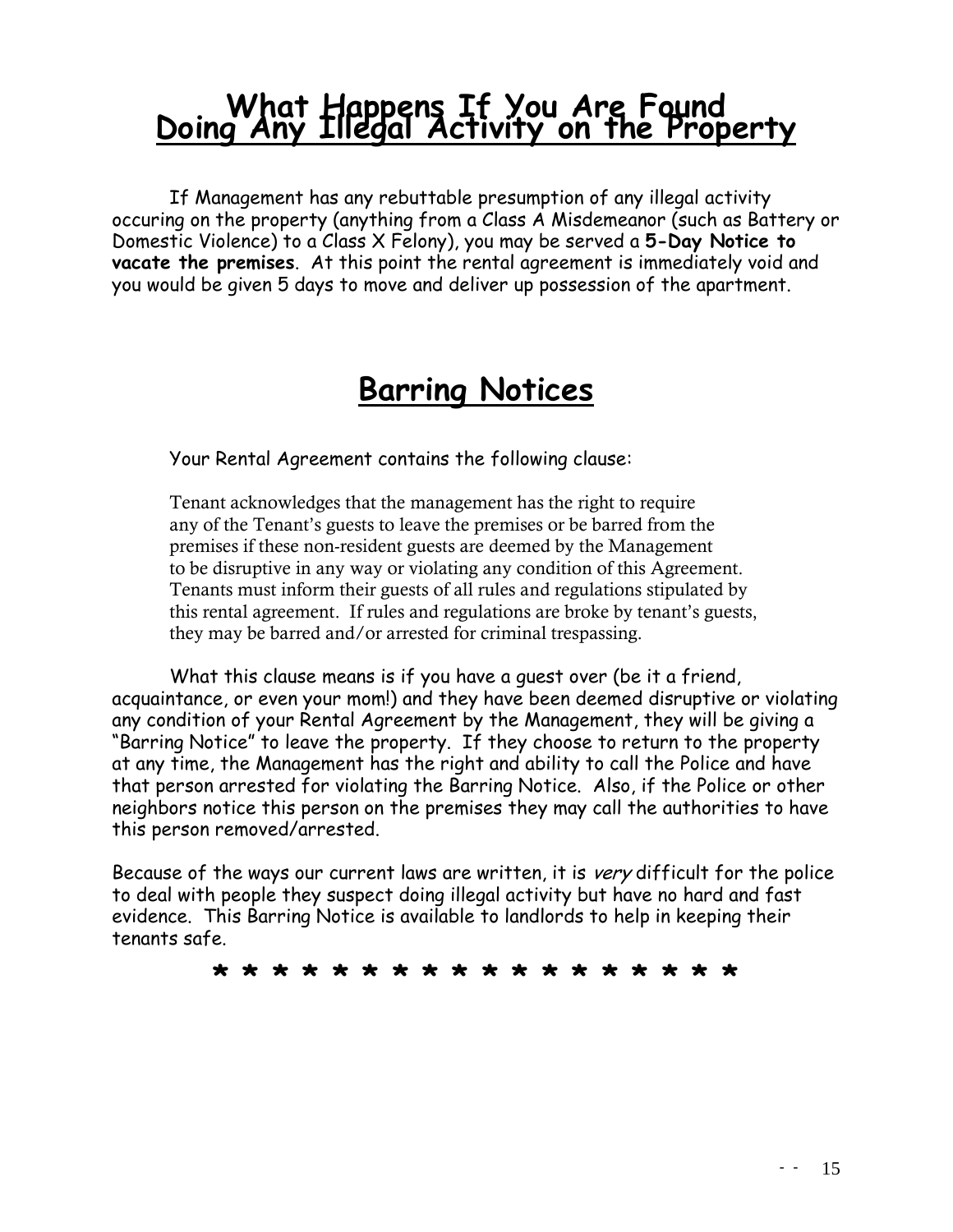# What Happens If You Are Found Doing Any Illegal Activity on the Property

If Management has any rebuttable presumption of any illegal activity occuring on the property (anything from a Class A Misdemeanor (such as Battery or Domestic Violence) to a Class X Felony), you may be served a **5-Day Notice to vacate the premises**. At this point the rental agreement is immediately void and you would be given 5 days to move and deliver up possession of the apartment.

# Barring Notices

Your Rental Agreement contains the following clause:

> Tenant acknowledges that the management has the right to require any of the Tenant's guests to leave the premises or be barred from the premises if these non-resident guests are deemed by the Management to be disruptive in any way or violating any condition of this Agreement. Tenants must inform their guests of all rules and regulations stipulated by this rental agreement. If rules and regulations are broke by tenant's guests, they may be barred and/or arrested for criminal trespassing.

What this clause means is if you have a guest over (be it a friend, acquaintance, or even your mom!) and they have been deemed disruptive or violating any condition of your Rental Agreement by the Management, they will be giving a "Barring Notice" to leave the property. If they choose to return to the property at any time, the Management has the right and ability to call the Police and have that person arrested for violating the Barring Notice. Also, if the Police or other neighbors notice this person on the premises they may call the authorities to have this person removed/arrested.

Because of the ways our current laws are written, it is *very* difficult for the police to deal with people they suspect doing illegal activity but have no hard and fast evidence. This Barring Notice is available to landlords to help in keeping their tenants safe.

* * * * * * * * * * * * * * * * * * * *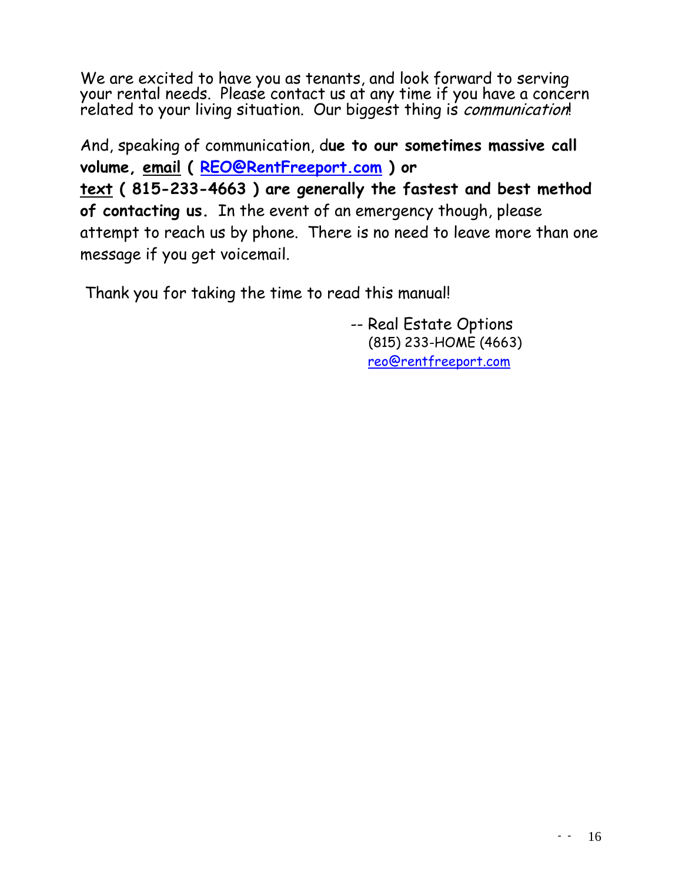We are excited to have you as tenants, and look forward to serving your rental needs. Please contact us at any time if you have a concern related to your living situation. Our biggest thing is *communication*!

And, speaking of communication, d**ue to our sometimes massive call volume, email ( REO@RentFreeport.com ) or text ( 815-233-4663 ) are generally the fastest and best method of contacting us.** In the event of an emergency though, please attempt to reach us by phone. There is no need to leave more than one message if you get voicemail.

Thank you for taking the time to read this manual!

-- Real Estate Options
(815) 233-HOME (4663)
reo@rentfreeport.com